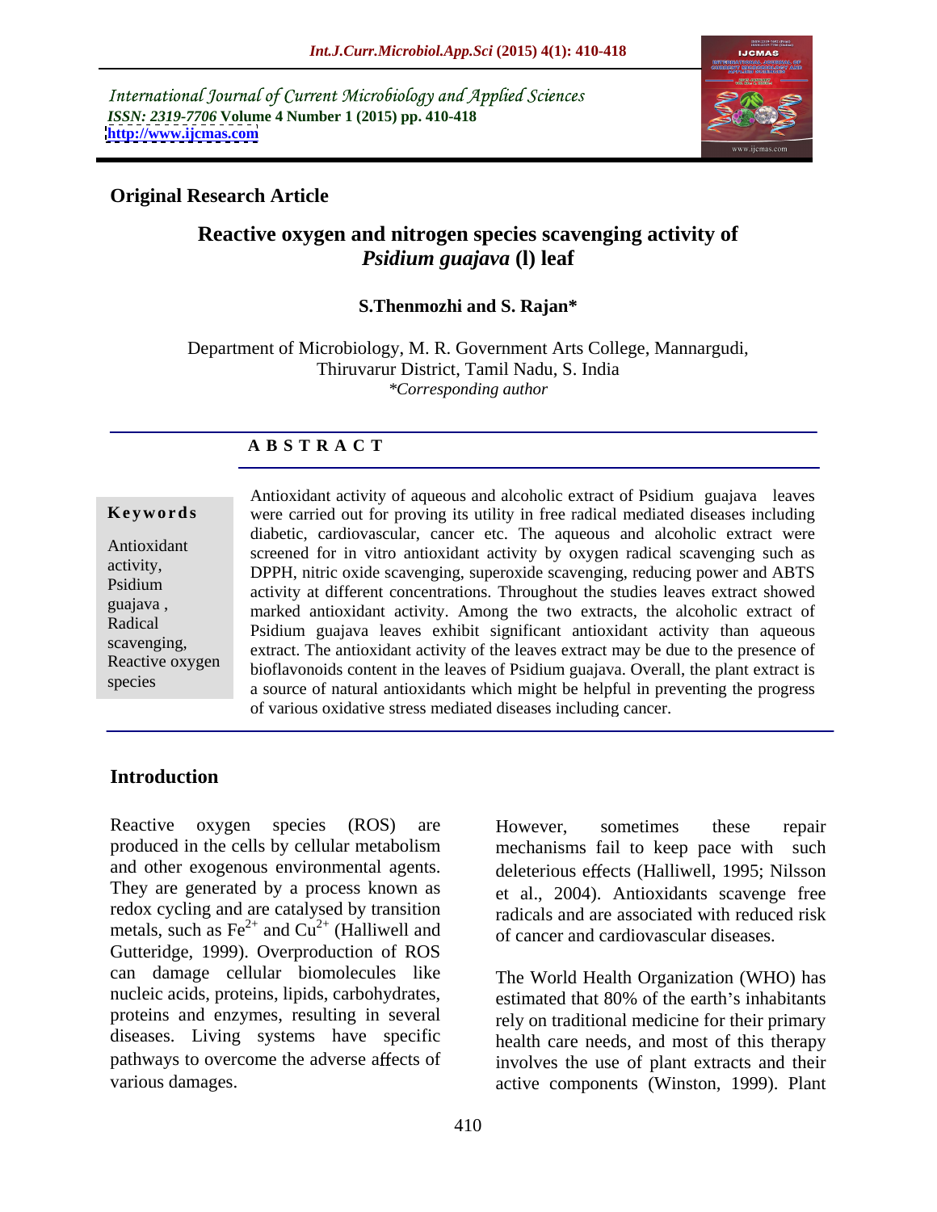International Journal of Current Microbiology and Applied Sciences
*ISSN: 2319-7706* **Volume 4 Number 1 (2015) pp. 410-418**
**http://www.ijcmas.com**

**Original Research Article**

# Reactive oxygen and nitrogen species scavenging activity of *Psidium guajava* (l) leaf

**S.Thenmozhi and S. Rajan***

Department of Microbiology, M. R. Government Arts College, Mannargudi, Thiruvarur District, Tamil Nadu, S. India
*\*Corresponding author*

## A B S T R A C T

**Keywords**

Antioxidant activity, Psidium guajava , Radical scavenging, Reactive oxygen species

Antioxidant activity of aqueous and alcoholic extract of Psidium guajava leaves were carried out for proving its utility in free radical mediated diseases including diabetic, cardiovascular, cancer etc. The aqueous and alcoholic extract were screened for in vitro antioxidant activity by oxygen radical scavenging such as DPPH, nitric oxide scavenging, superoxide scavenging, reducing power and ABTS activity at different concentrations. Throughout the studies leaves extract showed marked antioxidant activity. Among the two extracts, the alcoholic extract of Psidium guajava leaves exhibit significant antioxidant activity than aqueous extract. The antioxidant activity of the leaves extract may be due to the presence of bioflavonoids content in the leaves of Psidium guajava. Overall, the plant extract is a source of natural antioxidants which might be helpful in preventing the progress of various oxidative stress mediated diseases including cancer.

## Introduction

Reactive oxygen species (ROS) are produced in the cells by cellular metabolism and other exogenous environmental agents. They are generated by a process known as redox cycling and are catalysed by transition metals, such as $Fe^{2+}$ and $Cu^{2+}$ (Halliwell and Gutteridge, 1999). Overproduction of ROS can damage cellular biomolecules like nucleic acids, proteins, lipids, carbohydrates, proteins and enzymes, resulting in several diseases. Living systems have specific pathways to overcome the adverse affects of various damages. However, sometimes these repair mechanisms fail to keep pace with such deleterious effects (Halliwell, 1995; Nilsson et al., 2004). Antioxidants scavenge free radicals and are associated with reduced risk of cancer and cardiovascular diseases.

The World Health Organization (WHO) has estimated that 80% of the earth's inhabitants rely on traditional medicine for their primary health care needs, and most of this therapy involves the use of plant extracts and their active components (Winston, 1999). Plant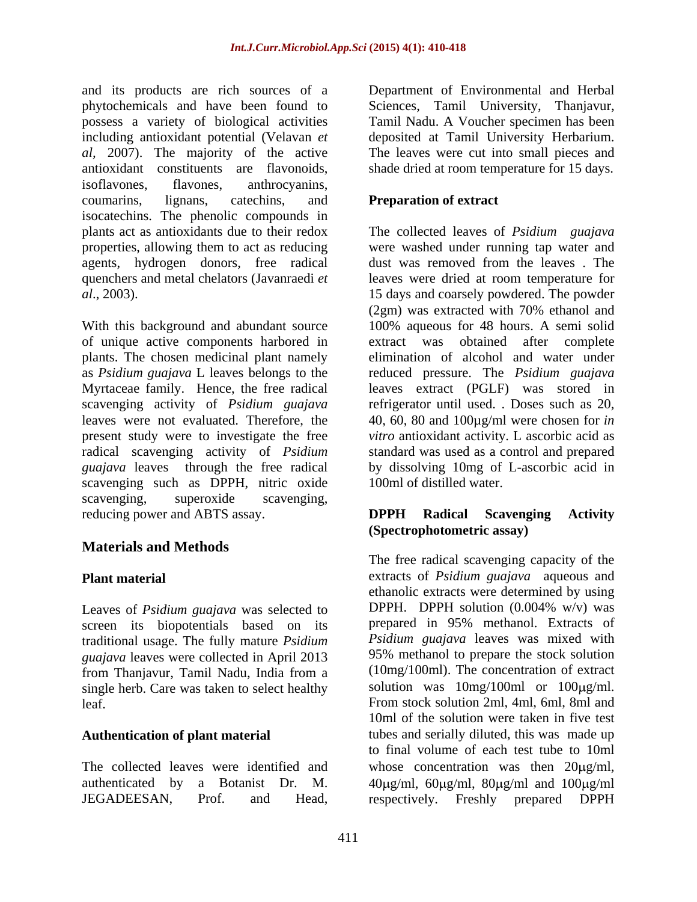and its products are rich sources of a phytochemicals and have been found to possess a variety of biological activities including antioxidant potential (Velavan *et al*, 2007). The majority of the active antioxidant constituents are flavonoids, isoflavones, flavones, anthrocyanins, coumarins, lignans, catechins, and isocatechins. The phenolic compounds in plants act as antioxidants due to their redox properties, allowing them to act as reducing agents, hydrogen donors, free radical quenchers and metal chelators (Javanraedi *et al*., 2003).

With this background and abundant source of unique active components harbored in plants. The chosen medicinal plant namely as *Psidium guajava* L leaves belongs to the Myrtaceae family. Hence, the free radical scavenging activity of *Psidium guajava* leaves were not evaluated. Therefore, the present study were to investigate the free radical scavenging activity of *Psidium guajava* leaves through the free radical scavenging such as DPPH, nitric oxide scavenging, superoxide scavenging, reducing power and ABTS assay.

## Materials and Methods

### Plant material

Leaves of *Psidium guajava* was selected to screen its biopotentials based on its traditional usage. The fully mature *Psidium guajava* leaves were collected in April 2013 from Thanjavur, Tamil Nadu, India from a single herb. Care was taken to select healthy leaf.

### Authentication of plant material

The collected leaves were identified and authenticated by a Botanist Dr. M. JEGADEESAN, Prof. and Head, Department of Environmental and Herbal Sciences, Tamil University, Thanjavur, Tamil Nadu. A Voucher specimen has been deposited at Tamil University Herbarium. The leaves were cut into small pieces and shade dried at room temperature for 15 days.

### Preparation of extract

The collected leaves of *Psidium guajava* were washed under running tap water and dust was removed from the leaves . The leaves were dried at room temperature for 15 days and coarsely powdered. The powder (2gm) was extracted with 70% ethanol and 100% aqueous for 48 hours. A semi solid extract was obtained after complete elimination of alcohol and water under reduced pressure. The *Psidium guajava* leaves extract (PGLF) was stored in refrigerator until used. . Doses such as 20, 40, 60, 80 and 100μg/ml were chosen for *in vitro* antioxidant activity. L ascorbic acid as standard was used as a control and prepared by dissolving 10mg of L-ascorbic acid in 100ml of distilled water.

### DPPH Radical Scavenging Activity (Spectrophotometric assay)

The free radical scavenging capacity of the extracts of *Psidium guajava* aqueous and ethanolic extracts were determined by using DPPH. DPPH solution (0.004% w/v) was prepared in 95% methanol. Extracts of *Psidium guajava* leaves was mixed with 95% methanol to prepare the stock solution (10mg/100ml). The concentration of extract solution was 10mg/100ml or 100μg/ml. From stock solution 2ml, 4ml, 6ml, 8ml and 10ml of the solution were taken in five test tubes and serially diluted, this was made up to final volume of each test tube to 10ml whose concentration was then 20μg/ml, 40μg/ml, 60μg/ml, 80μg/ml and 100μg/ml respectively. Freshly prepared DPPH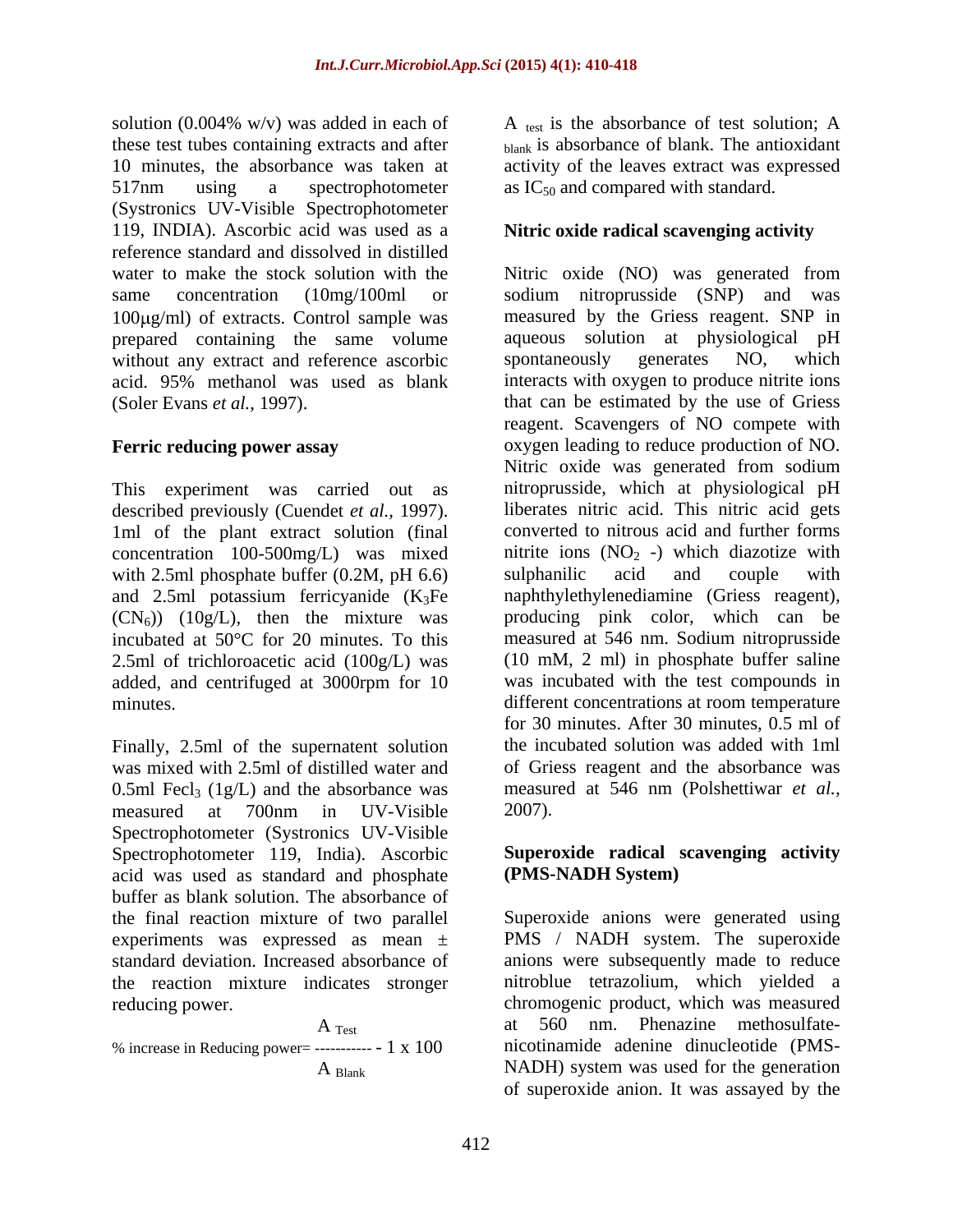solution (0.004% w/v) was added in each of these test tubes containing extracts and after 10 minutes, the absorbance was taken at 517nm using a spectrophotometer (Systronics UV-Visible Spectrophotometer 119, INDIA). Ascorbic acid was used as a reference standard and dissolved in distilled water to make the stock solution with the same concentration (10mg/100ml or 100μg/ml) of extracts. Control sample was prepared containing the same volume without any extract and reference ascorbic acid. 95% methanol was used as blank (Soler Evans *et al.*, 1997).

## Ferric reducing power assay

This experiment was carried out as described previously (Cuendet *et al.*, 1997). 1ml of the plant extract solution (final concentration 100-500mg/L) was mixed with 2.5ml phosphate buffer (0.2M, pH 6.6) and 2.5ml potassium ferricyanide ($K_3Fe(CN_6)$) (10g/L), then the mixture was incubated at 50°C for 20 minutes. To this 2.5ml of trichloroacetic acid (100g/L) was added, and centrifuged at 3000rpm for 10 minutes.

Finally, 2.5ml of the supernatent solution was mixed with 2.5ml of distilled water and 0.5ml $FeCl_3$ (1g/L) and the absorbance was measured at 700nm in UV-Visible Spectrophotometer (Systronics UV-Visible Spectrophotometer 119, India). Ascorbic acid was used as standard and phosphate buffer as blank solution. The absorbance of the final reaction mixture of two parallel experiments was expressed as mean ± standard deviation. Increased absorbance of the reaction mixture indicates stronger reducing power.

$$\% \text{ increase in Reducing power} = \frac{A_{Test}}{A_{Blank}} - 1 \times 100$$

$A_{test}$ is the absorbance of test solution; $A_{blank}$ is absorbance of blank. The antioxidant activity of the leaves extract was expressed as $IC_{50}$ and compared with standard.

## Nitric oxide radical scavenging activity

Nitric oxide (NO) was generated from sodium nitroprusside (SNP) and was measured by the Griess reagent. SNP in aqueous solution at physiological pH spontaneously generates NO, which interacts with oxygen to produce nitrite ions that can be estimated by the use of Griess reagent. Scavengers of NO compete with oxygen leading to reduce production of NO. Nitric oxide was generated from sodium nitroprusside, which at physiological pH liberates nitric acid. This nitric acid gets converted to nitrous acid and further forms nitrite ions ($NO_2$ -) which diazotize with sulphanilic acid and couple with naphthylethylenediamine (Griess reagent), producing pink color, which can be measured at 546 nm. Sodium nitroprusside (10 mM, 2 ml) in phosphate buffer saline was incubated with the test compounds in different concentrations at room temperature for 30 minutes. After 30 minutes, 0.5 ml of the incubated solution was added with 1ml of Griess reagent and the absorbance was measured at 546 nm (Polshettiwar *et al.*, 2007).

## Superoxide radical scavenging activity (PMS-NADH System)

Superoxide anions were generated using PMS / NADH system. The superoxide anions were subsequently made to reduce nitroblue tetrazolium, which yielded a chromogenic product, which was measured at 560 nm. Phenazine methosulfate-nicotinamide adenine dinucleotide (PMS-NADH) system was used for the generation of superoxide anion. It was assayed by the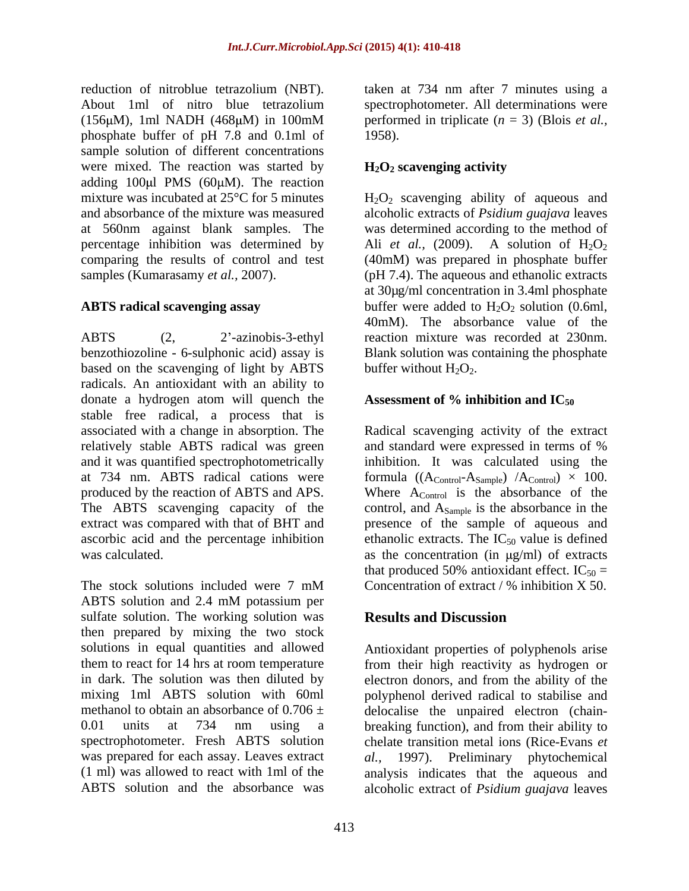reduction of nitroblue tetrazolium (NBT). About 1ml of nitro blue tetrazolium (156μM), 1ml NADH (468μM) in 100mM phosphate buffer of pH 7.8 and 0.1ml of sample solution of different concentrations were mixed. The reaction was started by adding 100μl PMS (60μM). The reaction mixture was incubated at 25°C for 5 minutes and absorbance of the mixture was measured at 560nm against blank samples. The percentage inhibition was determined by comparing the results of control and test samples (Kumarasamy *et al.*, 2007).

**ABTS radical scavenging assay**

ABTS (2, 2'-azinobis-3-ethyl benzothiozoline - 6-sulphonic acid) assay is based on the scavenging of light by ABTS radicals. An antioxidant with an ability to donate a hydrogen atom will quench the stable free radical, a process that is associated with a change in absorption. The relatively stable ABTS radical was green and it was quantified spectrophotometrically at 734 nm. ABTS radical cations were produced by the reaction of ABTS and APS. The ABTS scavenging capacity of the extract was compared with that of BHT and ascorbic acid and the percentage inhibition was calculated.

The stock solutions included were 7 mM ABTS solution and 2.4 mM potassium per sulfate solution. The working solution was then prepared by mixing the two stock solutions in equal quantities and allowed them to react for 14 hrs at room temperature in dark. The solution was then diluted by mixing 1ml ABTS solution with 60ml methanol to obtain an absorbance of 0.706 ± 0.01 units at 734 nm using a spectrophotometer. Fresh ABTS solution was prepared for each assay. Leaves extract (1 ml) was allowed to react with 1ml of the ABTS solution and the absorbance was taken at 734 nm after 7 minutes using a spectrophotometer. All determinations were performed in triplicate ($n$ = 3) (Blois *et al.*, 1958).

**$H_2O_2$ scavenging activity**

$H_2O_2$ scavenging ability of aqueous and alcoholic extracts of *Psidium guajava* leaves was determined according to the method of Ali *et al.*, (2009). A solution of $H_2O_2$ (40mM) was prepared in phosphate buffer (pH 7.4). The aqueous and ethanolic extracts at 30μg/ml concentration in 3.4ml phosphate buffer were added to $H_2O_2$ solution (0.6ml, 40mM). The absorbance value of the reaction mixture was recorded at 230nm. Blank solution was containing the phosphate buffer without $H_2O_2$.

**Assessment of % inhibition and $IC_{50}$**

Radical scavenging activity of the extract and standard were expressed in terms of % inhibition. It was calculated using the formula $((A_{Control}-A_{Sample}) / A_{Control}) \times 100$. Where $A_{Control}$ is the absorbance of the control, and $A_{Sample}$ is the absorbance in the presence of the sample of aqueous and ethanolic extracts. The $IC_{50}$ value is defined as the concentration (in μg/ml) of extracts that produced 50% antioxidant effect. $IC_{50}$ = Concentration of extract / % inhibition X 50.

## Results and Discussion

Antioxidant properties of polyphenols arise from their high reactivity as hydrogen or electron donors, and from the ability of the polyphenol derived radical to stabilise and delocalise the unpaired electron (chain-breaking function), and from their ability to chelate transition metal ions (Rice-Evans *et al.*, 1997). Preliminary phytochemical analysis indicates that the aqueous and alcoholic extract of *Psidium guajava* leaves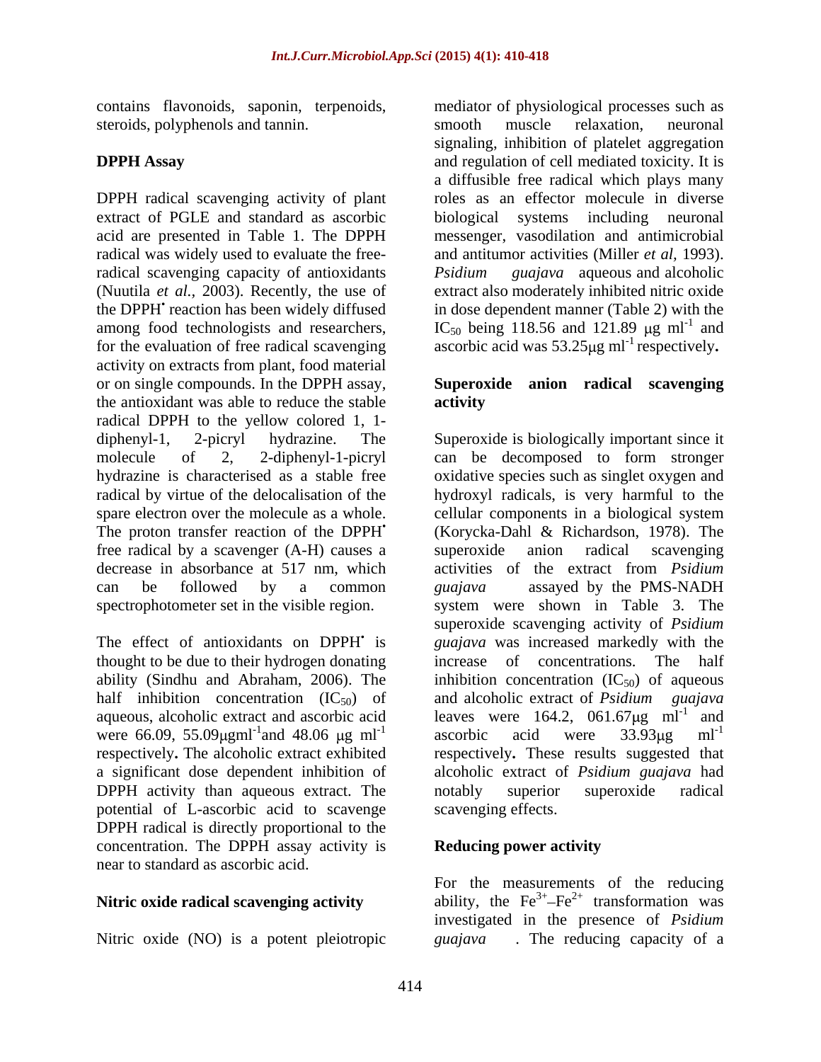contains flavonoids, saponin, terpenoids, steroids, polyphenols and tannin.

## DPPH Assay

DPPH radical scavenging activity of plant extract of PGLE and standard as ascorbic acid are presented in Table 1. The DPPH radical was widely used to evaluate the free-radical scavenging capacity of antioxidants (Nuutila *et al.*, 2003). Recently, the use of the DPPH$^{\bullet}$ reaction has been widely diffused among food technologists and researchers, for the evaluation of free radical scavenging activity on extracts from plant, food material or on single compounds. In the DPPH assay, the antioxidant was able to reduce the stable radical DPPH to the yellow colored 1, 1-diphenyl-1, 2-picryl hydrazine. The molecule of 2, 2-diphenyl-1-picryl hydrazine is characterised as a stable free radical by virtue of the delocalisation of the spare electron over the molecule as a whole. The proton transfer reaction of the DPPH$^{\bullet}$ free radical by a scavenger (A-H) causes a decrease in absorbance at 517 nm, which can be followed by a common spectrophotometer set in the visible region.

The effect of antioxidants on DPPH$^{\bullet}$ is thought to be due to their hydrogen donating ability (Sindhu and Abraham, 2006). The half inhibition concentration ($IC_{50}$) of aqueous, alcoholic extract and ascorbic acid were 66.09, 55.09μgml$^{-1}$and 48.06 μg ml$^{-1}$ respectively**.** The alcoholic extract exhibited a significant dose dependent inhibition of DPPH activity than aqueous extract. The potential of L-ascorbic acid to scavenge DPPH radical is directly proportional to the concentration. The DPPH assay activity is near to standard as ascorbic acid.

## Nitric oxide radical scavenging activity

Nitric oxide (NO) is a potent pleiotropic mediator of physiological processes such as smooth muscle relaxation, neuronal signaling, inhibition of platelet aggregation and regulation of cell mediated toxicity. It is a diffusible free radical which plays many roles as an effector molecule in diverse biological systems including neuronal messenger, vasodilation and antimicrobial and antitumor activities (Miller *et al*, 1993). *Psidium guajava* aqueous and alcoholic extract also moderately inhibited nitric oxide in dose dependent manner (Table 2) with the $IC_{50}$ being 118.56 and 121.89 μg ml$^{-1}$ and ascorbic acid was 53.25μg ml$^{-1}$ respectively**.**

## Superoxide anion radical scavenging activity

Superoxide is biologically important since it can be decomposed to form stronger oxidative species such as singlet oxygen and hydroxyl radicals, is very harmful to the cellular components in a biological system (Korycka-Dahl & Richardson, 1978). The superoxide anion radical scavenging activities of the extract from *Psidium guajava* assayed by the PMS-NADH system were shown in Table 3. The superoxide scavenging activity of *Psidium guajava* was increased markedly with the increase of concentrations. The half inhibition concentration ($IC_{50}$) of aqueous and alcoholic extract of *Psidium guajava* leaves were 164.2, 061.67μg ml$^{-1}$ and ascorbic acid were 33.93μg ml$^{-1}$ respectively**.** These results suggested that alcoholic extract of *Psidium guajava* had notably superior superoxide radical scavenging effects.

## Reducing power activity

For the measurements of the reducing ability, the $Fe^{3+}$–$Fe^{2+}$ transformation was investigated in the presence of *Psidium guajava* . The reducing capacity of a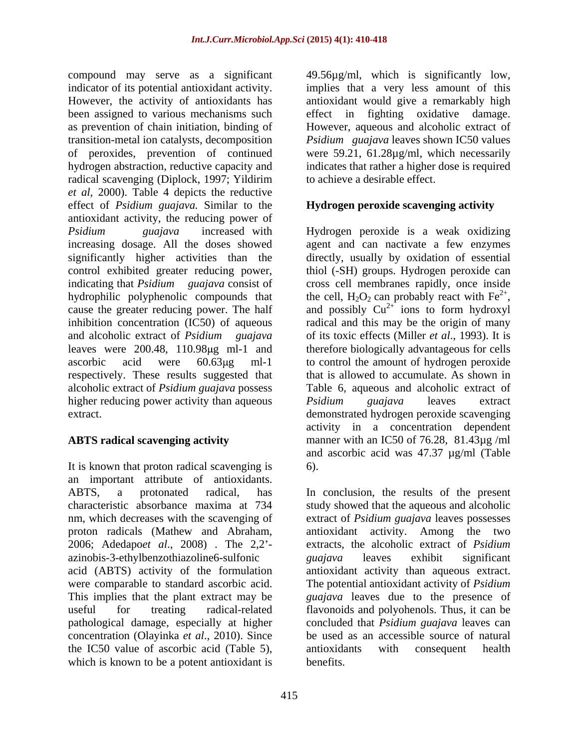compound may serve as a significant indicator of its potential antioxidant activity. However, the activity of antioxidants has been assigned to various mechanisms such as prevention of chain initiation, binding of transition-metal ion catalysts, decomposition of peroxides, prevention of continued hydrogen abstraction, reductive capacity and radical scavenging (Diplock, 1997; Yildirim *et al*, 2000). Table 4 depicts the reductive effect of *Psidium guajava.* Similar to the antioxidant activity, the reducing power of *Psidium guajava* increased with increasing dosage. All the doses showed significantly higher activities than the control exhibited greater reducing power, indicating that *Psidium guajava* consist of hydrophilic polyphenolic compounds that cause the greater reducing power. The half inhibition concentration (IC50) of aqueous and alcoholic extract of *Psidium guajava* leaves were 200.48, 110.98μg ml-1 and ascorbic acid were 60.63μg ml-1 respectively. These results suggested that alcoholic extract of *Psidium guajava* possess higher reducing power activity than aqueous extract.

**ABTS radical scavenging activity**

It is known that proton radical scavenging is an important attribute of antioxidants. ABTS, a protonated radical, has characteristic absorbance maxima at 734 nm, which decreases with the scavenging of proton radicals (Mathew and Abraham, 2006; Adedapo*et al*., 2008) . The 2,2'-azinobis-3-ethylbenzothiazoline6-sulfonic acid (ABTS) activity of the formulation were comparable to standard ascorbic acid. This implies that the plant extract may be useful for treating radical-related pathological damage, especially at higher concentration (Olayinka *et al*., 2010). Since the IC50 value of ascorbic acid (Table 5), which is known to be a potent antioxidant is 49.56µg/ml, which is significantly low, implies that a very less amount of this antioxidant would give a remarkably high effect in fighting oxidative damage. However, aqueous and alcoholic extract of *Psidium guajava* leaves shown IC50 values were 59.21, 61.28µg/ml, which necessarily indicates that rather a higher dose is required to achieve a desirable effect.

**Hydrogen peroxide scavenging activity**

Hydrogen peroxide is a weak oxidizing agent and can nactivate a few enzymes directly, usually by oxidation of essential thiol (-SH) groups. Hydrogen peroxide can cross cell membranes rapidly, once inside the cell, $H_2O_2$ can probably react with $Fe^{2+}$, and possibly $Cu^{2+}$ ions to form hydroxyl radical and this may be the origin of many of its toxic effects (Miller *et al*., 1993). It is therefore biologically advantageous for cells to control the amount of hydrogen peroxide that is allowed to accumulate. As shown in Table 6, aqueous and alcoholic extract of *Psidium guajava* leaves extract demonstrated hydrogen peroxide scavenging activity in a concentration dependent manner with an IC50 of 76.28, 81.43µg /ml and ascorbic acid was 47.37 µg/ml (Table 6).

In conclusion, the results of the present study showed that the aqueous and alcoholic extract of *Psidium guajava* leaves possesses antioxidant activity. Among the two extracts, the alcoholic extract of *Psidium guajava* leaves exhibit significant antioxidant activity than aqueous extract. The potential antioxidant activity of *Psidium guajava* leaves due to the presence of flavonoids and polyohenols. Thus, it can be concluded that *Psidium guajava* leaves can be used as an accessible source of natural antioxidants with consequent health benefits.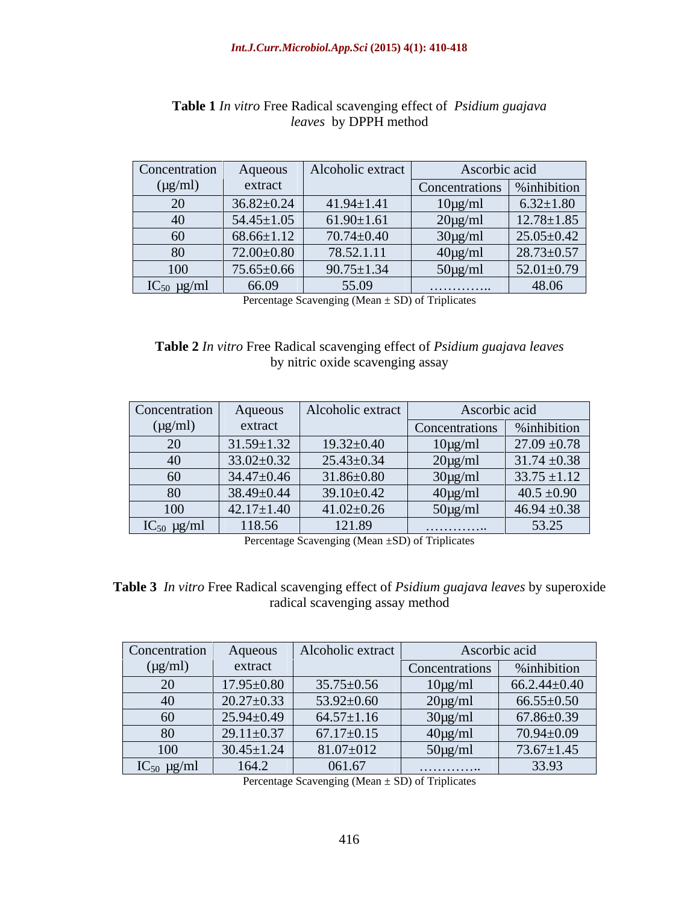**Table 1** *In vitro* Free Radical scavenging effect of *Psidium guajava leaves* by DPPH method

| Concentration (μg/ml) | Aqueous extract | Alcoholic extract | Ascorbic acid | |
|---|---|---|---|---|
| | | | Concentrations | %inhibition |
| 20 | 36.82±0.24 | 41.94±1.41 | 10μg/ml | 6.32±1.80 |
| 40 | 54.45±1.05 | 61.90±1.61 | 20μg/ml | 12.78±1.85 |
| 60 | 68.66±1.12 | 70.74±0.40 | 30μg/ml | 25.05±0.42 |
| 80 | 72.00±0.80 | 78.52.1.11 | 40μg/ml | 28.73±0.57 |
| 100 | 75.65±0.66 | 90.75±1.34 | 50μg/ml | 52.01±0.79 |
| $IC_{50}$ μg/ml | 66.09 | 55.09 | ………….. | 48.06 |

Percentage Scavenging (Mean ± SD) of Triplicates

**Table 2** *In vitro* Free Radical scavenging effect of *Psidium guajava leaves* by nitric oxide scavenging assay

| Concentration (μg/ml) | Aqueous extract | Alcoholic extract | Ascorbic acid | |
|---|---|---|---|---|
| | | | Concentrations | %inhibition |
| 20 | 31.59±1.32 | 19.32±0.40 | 10μg/ml | 27.09 ±0.78 |
| 40 | 33.02±0.32 | 25.43±0.34 | 20μg/ml | 31.74 ±0.38 |
| 60 | 34.47±0.46 | 31.86±0.80 | 30μg/ml | 33.75 ±1.12 |
| 80 | 38.49±0.44 | 39.10±0.42 | 40μg/ml | 40.5 ±0.90 |
| 100 | 42.17±1.40 | 41.02±0.26 | 50μg/ml | 46.94 ±0.38 |
| $IC_{50}$ μg/ml | 118.56 | 121.89 | ………….. | 53.25 |

Percentage Scavenging (Mean ±SD) of Triplicates

**Table 3** *In vitro* Free Radical scavenging effect of *Psidium guajava leaves* by superoxide radical scavenging assay method

| Concentration (μg/ml) | Aqueous extract | Alcoholic extract | Ascorbic acid | |
|---|---|---|---|---|
| | | | Concentrations | %inhibition |
| 20 | 17.95±0.80 | 35.75±0.56 | 10μg/ml | 66.2.44±0.40 |
| 40 | 20.27±0.33 | 53.92±0.60 | 20μg/ml | 66.55±0.50 |
| 60 | 25.94±0.49 | 64.57±1.16 | 30μg/ml | 67.86±0.39 |
| 80 | 29.11±0.37 | 67.17±0.15 | 40μg/ml | 70.94±0.09 |
| 100 | 30.45±1.24 | 81.07±012 | 50μg/ml | 73.67±1.45 |
| $IC_{50}$ μg/ml | 164.2 | 061.67 | ………….. | 33.93 |

Percentage Scavenging (Mean ± SD) of Triplicates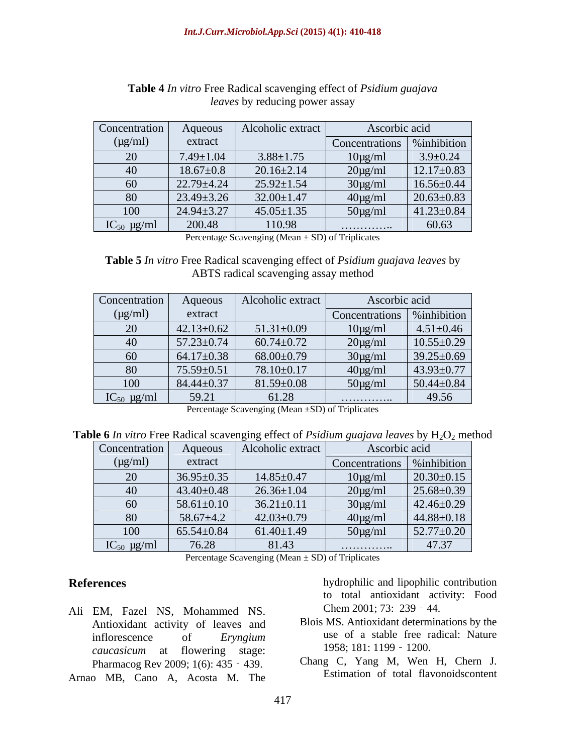**Table 4** *In vitro* Free Radical scavenging effect of *Psidium guajava leaves* by reducing power assay

| Concentration (µg/ml) | Aqueous extract | Alcoholic extract | Ascorbic acid | |
|---|---|---|---|---|
| | | | Concentrations | %inhibition |
| 20 | 7.49±1.04 | 3.88±1.75 | 10µg/ml | 3.9±0.24 |
| 40 | 18.67±0.8 | 20.16±2.14 | 20µg/ml | 12.17±0.83 |
| 60 | 22.79±4.24 | 25.92±1.54 | 30µg/ml | 16.56±0.44 |
| 80 | 23.49±3.26 | 32.00±1.47 | 40µg/ml | 20.63±0.83 |
| 100 | 24.94±3.27 | 45.05±1.35 | 50µg/ml | 41.23±0.84 |
| $IC_{50}$ µg/ml | 200.48 | 110.98 | ………….. | 60.63 |

Percentage Scavenging (Mean ± SD) of Triplicates

**Table 5** *In vitro* Free Radical scavenging effect of *Psidium guajava leaves* by ABTS radical scavenging assay method

| Concentration (µg/ml) | Aqueous extract | Alcoholic extract | Ascorbic acid | |
|---|---|---|---|---|
| | | | Concentrations | %inhibition |
| 20 | 42.13±0.62 | 51.31±0.09 | 10µg/ml | 4.51±0.46 |
| 40 | 57.23±0.74 | 60.74±0.72 | 20µg/ml | 10.55±0.29 |
| 60 | 64.17±0.38 | 68.00±0.79 | 30µg/ml | 39.25±0.69 |
| 80 | 75.59±0.51 | 78.10±0.17 | 40µg/ml | 43.93±0.77 |
| 100 | 84.44±0.37 | 81.59±0.08 | 50µg/ml | 50.44±0.84 |
| $IC_{50}$ µg/ml | 59.21 | 61.28 | ………….. | 49.56 |

Percentage Scavenging (Mean ±SD) of Triplicates

**Table 6** *In vitro* Free Radical scavenging effect of *Psidium guajava leaves* by $H_2O_2$ method

| Concentration (µg/ml) | Aqueous extract | Alcoholic extract | Ascorbic acid | |
|---|---|---|---|---|
| | | | Concentrations | %inhibition |
| 20 | 36.95±0.35 | 14.85±0.47 | 10µg/ml | 20.30±0.15 |
| 40 | 43.40±0.48 | 26.36±1.04 | 20µg/ml | 25.68±0.39 |
| 60 | 58.61±0.10 | 36.21±0.11 | 30µg/ml | 42.46±0.29 |
| 80 | 58.67±4.2 | 42.03±0.79 | 40µg/ml | 44.88±0.18 |
| 100 | 65.54±0.84 | 61.40±1.49 | 50µg/ml | 52.77±0.20 |
| $IC_{50}$ µg/ml | 76.28 | 81.43 | ………….. | 47.37 |

Percentage Scavenging (Mean ± SD) of Triplicates

## References

Ali EM, Fazel NS, Mohammed NS. Antioxidant activity of leaves and inflorescence of *Eryngium caucasicum* at flowering stage: Pharmacog Rev 2009; 1(6): 435 - 439.

Arnao MB, Cano A, Acosta M. The hydrophilic and lipophilic contribution to total antioxidant activity: Food Chem 2001; 73: 239 - 44.

Blois MS. Antioxidant determinations by the use of a stable free radical: Nature 1958; 181: 1199 - 1200.

Chang C, Yang M, Wen H, Chern J. Estimation of total flavonoidscontent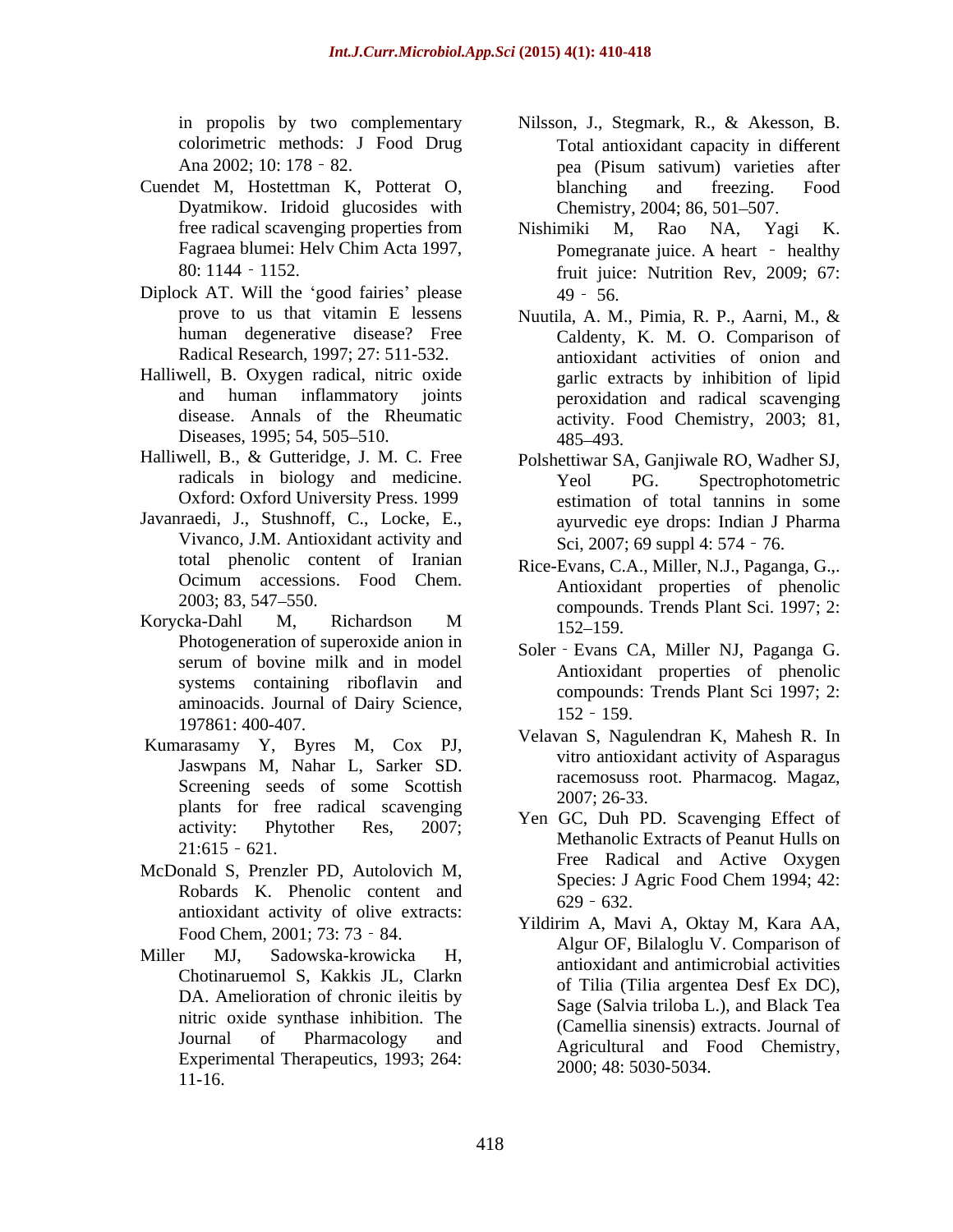in propolis by two complementary colorimetric methods: J Food Drug Ana 2002; 10: 178‐82.

Cuendet M, Hostettman K, Potterat O, Dyatmikow. Iridoid glucosides with free radical scavenging properties from Fagraea blumei: Helv Chim Acta 1997, 80: 1144‐1152.

Diplock AT. Will the 'good fairies' please prove to us that vitamin E lessens human degenerative disease? Free Radical Research, 1997; 27: 511-532.

Halliwell, B. Oxygen radical, nitric oxide and human inflammatory joints disease. Annals of the Rheumatic Diseases, 1995; 54, 505–510.

Halliwell, B., & Gutteridge, J. M. C. Free radicals in biology and medicine. Oxford: Oxford University Press. 1999

Javanraedi, J., Stushnoff, C., Locke, E., Vivanco, J.M. Antioxidant activity and total phenolic content of Iranian Ocimum accessions. Food Chem. 2003; 83, 547–550.

Korycka-Dahl M, Richardson M Photogeneration of superoxide anion in serum of bovine milk and in model systems containing riboflavin and aminoacids. Journal of Dairy Science, 197861: 400-407.

Kumarasamy Y, Byres M, Cox PJ, Jaswpans M, Nahar L, Sarker SD. Screening seeds of some Scottish plants for free radical scavenging activity: Phytother Res, 2007; 21:615‐621.

McDonald S, Prenzler PD, Autolovich M, Robards K. Phenolic content and antioxidant activity of olive extracts: Food Chem, 2001; 73: 73‐84.

Miller MJ, Sadowska-krowicka H, Chotinaruemol S, Kakkis JL, Clarkn DA. Amelioration of chronic ileitis by nitric oxide synthase inhibition. The Journal of Pharmacology and Experimental Therapeutics, 1993; 264: 11-16.

Nilsson, J., Stegmark, R., & Akesson, B. Total antioxidant capacity in different pea (Pisum sativum) varieties after blanching and freezing. Food Chemistry, 2004; 86, 501–507.

Nishimiki M, Rao NA, Yagi K. Pomegranate juice. A heart‐healthy fruit juice: Nutrition Rev, 2009; 67: 49‐56.

Nuutila, A. M., Pimia, R. P., Aarni, M., & Caldenty, K. M. O. Comparison of antioxidant activities of onion and garlic extracts by inhibition of lipid peroxidation and radical scavenging activity. Food Chemistry, 2003; 81, 485–493.

Polshettiwar SA, Ganjiwale RO, Wadher SJ, Yeol PG. Spectrophotometric estimation of total tannins in some ayurvedic eye drops: Indian J Pharma Sci, 2007; 69 suppl 4: 574‐76.

Rice-Evans, C.A., Miller, N.J., Paganga, G.,. Antioxidant properties of phenolic compounds. Trends Plant Sci. 1997; 2: 152–159.

Soler‐Evans CA, Miller NJ, Paganga G. Antioxidant properties of phenolic compounds: Trends Plant Sci 1997; 2: 152‐159.

Velavan S, Nagulendran K, Mahesh R. In vitro antioxidant activity of Asparagus racemosuss root. Pharmacog. Magaz, 2007; 26-33.

Yen GC, Duh PD. Scavenging Effect of Methanolic Extracts of Peanut Hulls on Free Radical and Active Oxygen Species: J Agric Food Chem 1994; 42: 629‐632.

Yildirim A, Mavi A, Oktay M, Kara AA, Algur OF, Bilaloglu V. Comparison of antioxidant and antimicrobial activities of Tilia (Tilia argentea Desf Ex DC), Sage (Salvia triloba L.), and Black Tea (Camellia sinensis) extracts. Journal of Agricultural and Food Chemistry, 2000; 48: 5030-5034.